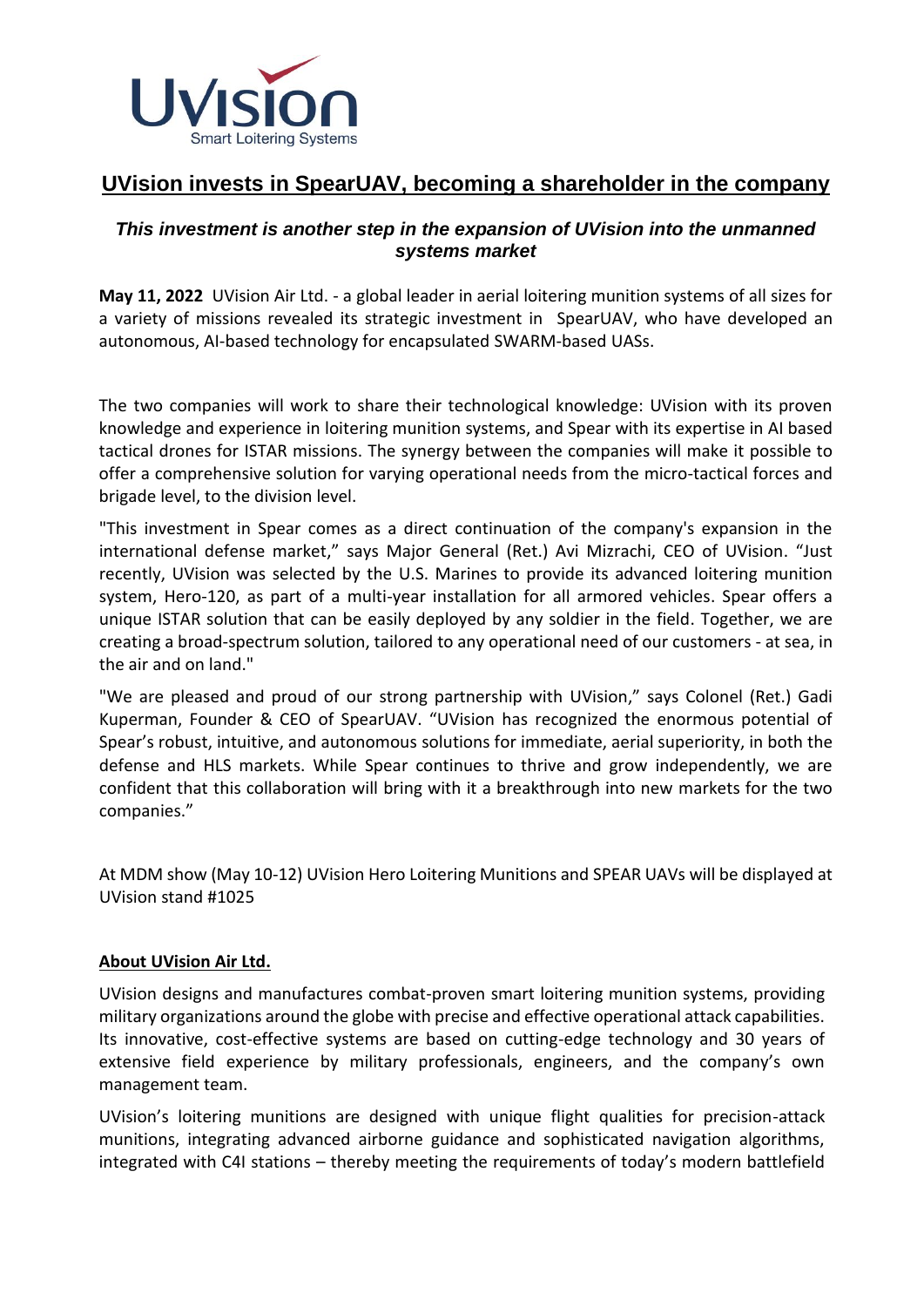UVision
Smart Loitering Systems

# UVision invests in SpearUAV, becoming a shareholder in the company

### *This investment is another step in the expansion of UVision into the unmanned systems market*

**May 11, 2022** UVision Air Ltd. - a global leader in aerial loitering munition systems of all sizes for a variety of missions revealed its strategic investment in SpearUAV, who have developed an autonomous, AI-based technology for encapsulated SWARM-based UASs.

The two companies will work to share their technological knowledge: UVision with its proven knowledge and experience in loitering munition systems, and Spear with its expertise in AI based tactical drones for ISTAR missions. The synergy between the companies will make it possible to offer a comprehensive solution for varying operational needs from the micro-tactical forces and brigade level, to the division level.

"This investment in Spear comes as a direct continuation of the company's expansion in the international defense market," says Major General (Ret.) Avi Mizrachi, CEO of UVision. "Just recently, UVision was selected by the U.S. Marines to provide its advanced loitering munition system, Hero-120, as part of a multi-year installation for all armored vehicles. Spear offers a unique ISTAR solution that can be easily deployed by any soldier in the field. Together, we are creating a broad-spectrum solution, tailored to any operational need of our customers - at sea, in the air and on land."

"We are pleased and proud of our strong partnership with UVision," says Colonel (Ret.) Gadi Kuperman, Founder & CEO of SpearUAV. "UVision has recognized the enormous potential of Spear's robust, intuitive, and autonomous solutions for immediate, aerial superiority, in both the defense and HLS markets. While Spear continues to thrive and grow independently, we are confident that this collaboration will bring with it a breakthrough into new markets for the two companies."

At MDM show (May 10-12) UVision Hero Loitering Munitions and SPEAR UAVs will be displayed at UVision stand #1025

## About UVision Air Ltd.

UVision designs and manufactures combat-proven smart loitering munition systems, providing military organizations around the globe with precise and effective operational attack capabilities. Its innovative, cost-effective systems are based on cutting-edge technology and 30 years of extensive field experience by military professionals, engineers, and the company's own management team.

UVision's loitering munitions are designed with unique flight qualities for precision-attack munitions, integrating advanced airborne guidance and sophisticated navigation algorithms, integrated with C4I stations – thereby meeting the requirements of today's modern battlefield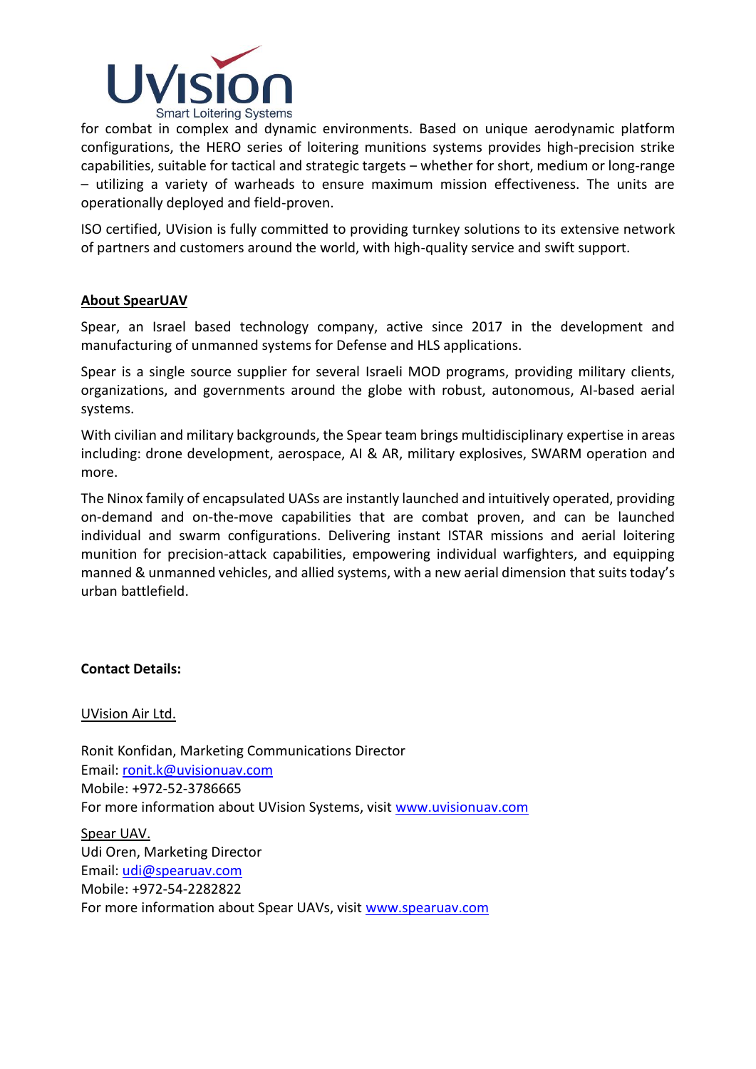for combat in complex and dynamic environments. Based on unique aerodynamic platform configurations, the HERO series of loitering munitions systems provides high-precision strike capabilities, suitable for tactical and strategic targets – whether for short, medium or long-range – utilizing a variety of warheads to ensure maximum mission effectiveness. The units are operationally deployed and field-proven.

ISO certified, UVision is fully committed to providing turnkey solutions to its extensive network of partners and customers around the world, with high-quality service and swift support.

**About SpearUAV**

Spear, an Israel based technology company, active since 2017 in the development and manufacturing of unmanned systems for Defense and HLS applications.

Spear is a single source supplier for several Israeli MOD programs, providing military clients, organizations, and governments around the globe with robust, autonomous, AI-based aerial systems.

With civilian and military backgrounds, the Spear team brings multidisciplinary expertise in areas including: drone development, aerospace, AI & AR, military explosives, SWARM operation and more.

The Ninox family of encapsulated UASs are instantly launched and intuitively operated, providing on-demand and on-the-move capabilities that are combat proven, and can be launched individual and swarm configurations. Delivering instant ISTAR missions and aerial loitering munition for precision-attack capabilities, empowering individual warfighters, and equipping manned & unmanned vehicles, and allied systems, with a new aerial dimension that suits today's urban battlefield.

**Contact Details:**

UVision Air Ltd.

Ronit Konfidan, Marketing Communications Director
Email: ronit.k@uvisionuav.com
Mobile: +972-52-3786665
For more information about UVision Systems, visit www.uvisionuav.com

Spear UAV.
Udi Oren, Marketing Director
Email: udi@spearuav.com
Mobile: +972-54-2282822
For more information about Spear UAVs, visit www.spearuav.com